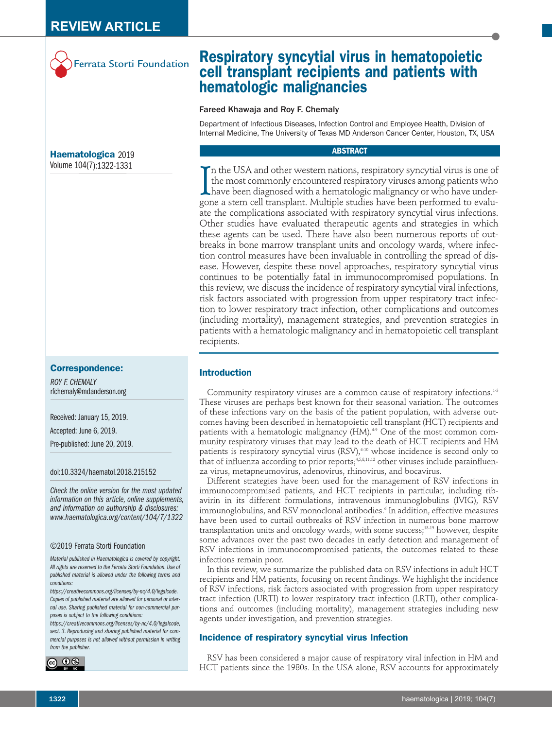REVIEW ARTICLE

Ferrata Storti Foundation

# Respiratory syncytial virus in hematopoietic cell transplant recipients and patients with hematologic malignancies

**Fareed Khawaja and Roy F. Chemaly**

Department of Infectious Diseases, Infection Control and Employee Health, Division of Internal Medicine, The University of Texas MD Anderson Cancer Center, Houston, TX, USA

**Haematologica** 2019
Volume 104(7):1322-1331

**Correspondence:**

*ROY F. CHEMALY*
rfchemaly@mdanderson.org

Received: January 15, 2019.

Accepted: June 6, 2019.

Pre-published: June 20, 2019.

doi:10.3324/haematol.2018.215152

*Check the online version for the most updated information on this article, online supplements, and information on authorship & disclosures: www.haematologica.org/content/104/7/1322*

©2019 Ferrata Storti Foundation

*Material published in Haematologica is covered by copyright. All rights are reserved to the Ferrata Storti Foundation. Use of published material is allowed under the following terms and conditions: https://creativecommons.org/licenses/by-nc/4.0/legalcode. Copies of published material are allowed for personal or internal use. Sharing published material for non-commercial purposes is subject to the following conditions: https://creativecommons.org/licenses/by-nc/4.0/legalcode, sect. 3. Reproducing and sharing published material for commercial purposes is not allowed without permission in writing from the publisher.*

## ABSTRACT

In the USA and other western nations, respiratory syncytial virus is one of the most commonly encountered respiratory viruses among patients who have been diagnosed with a hematologic malignancy or who have undergone a stem cell transplant. Multiple studies have been performed to evaluate the complications associated with respiratory syncytial virus infections. Other studies have evaluated therapeutic agents and strategies in which these agents can be used. There have also been numerous reports of outbreaks in bone marrow transplant units and oncology wards, where infection control measures have been invaluable in controlling the spread of disease. However, despite these novel approaches, respiratory syncytial virus continues to be potentially fatal in immunocompromised populations. In this review, we discuss the incidence of respiratory syncytial viral infections, risk factors associated with progression from upper respiratory tract infection to lower respiratory tract infection, other complications and outcomes (including mortality), management strategies, and prevention strategies in patients with a hematologic malignancy and in hematopoietic cell transplant recipients.

## Introduction

Community respiratory viruses are a common cause of respiratory infections.[1-3] These viruses are perhaps best known for their seasonal variation. The outcomes of these infections vary on the basis of the patient population, with adverse outcomes having been described in hematopoietic cell transplant (HCT) recipients and patients with a hematologic malignancy (HM).[4-9] One of the most common community respiratory viruses that may lead to the death of HCT recipients and HM patients is respiratory syncytial virus (RSV),[4-10] whose incidence is second only to that of influenza according to prior reports;[4,5,8,11,12] other viruses include parainfluenza virus, metapneumovirus, adenovirus, rhinovirus, and bocavirus.

Different strategies have been used for the management of RSV infections in immunocompromised patients, and HCT recipients in particular, including ribavirin in its different formulations, intravenous immunoglobulins (IVIG), RSV immunoglobulins, and RSV monoclonal antibodies.[6] In addition, effective measures have been used to curtail outbreaks of RSV infection in numerous bone marrow transplantation units and oncology wards, with some success;[13-19] however, despite some advances over the past two decades in early detection and management of RSV infections in immunocompromised patients, the outcomes related to these infections remain poor.

In this review, we summarize the published data on RSV infections in adult HCT recipients and HM patients, focusing on recent findings. We highlight the incidence of RSV infections, risk factors associated with progression from upper respiratory tract infection (URTI) to lower respiratory tract infection (LRTI), other complications and outcomes (including mortality), management strategies including new agents under investigation, and prevention strategies.

## Incidence of respiratory syncytial virus Infection

RSV has been considered a major cause of respiratory viral infection in HM and HCT patients since the 1980s. In the USA alone, RSV accounts for approximately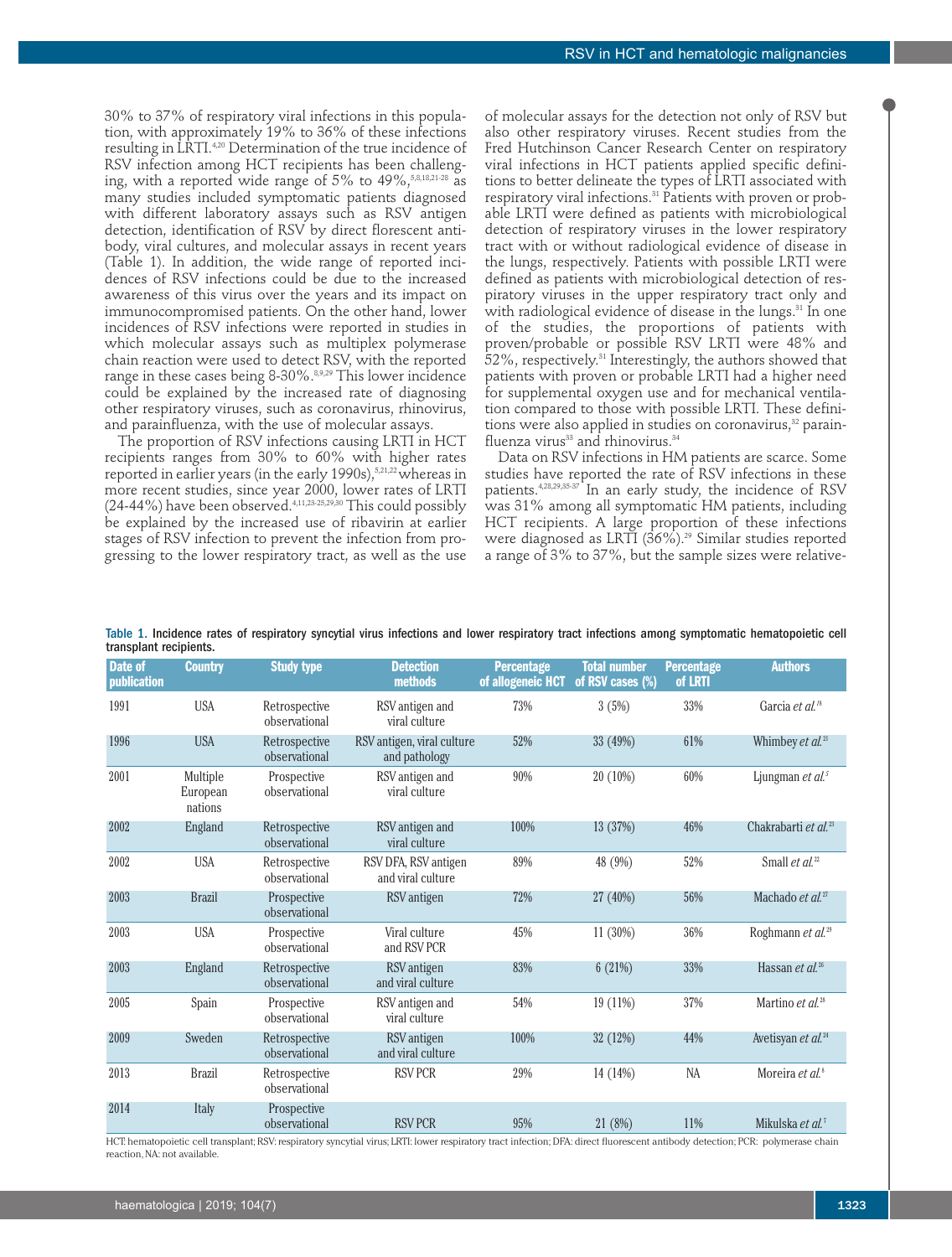30% to 37% of respiratory viral infections in this population, with approximately 19% to 36% of these infections resulting in LRTI.[4,20] Determination of the true incidence of RSV infection among HCT recipients has been challenging, with a reported wide range of 5% to 49%,[5,8,18,21-28] as many studies included symptomatic patients diagnosed with different laboratory assays such as RSV antigen detection, identification of RSV by direct florescent antibody, viral cultures, and molecular assays in recent years (Table 1). In addition, the wide range of reported incidences of RSV infections could be due to the increased awareness of this virus over the years and its impact on immunocompromised patients. On the other hand, lower incidences of RSV infections were reported in studies in which molecular assays such as multiplex polymerase chain reaction were used to detect RSV, with the reported range in these cases being 8-30%.[8,9,29] This lower incidence could be explained by the increased rate of diagnosing other respiratory viruses, such as coronavirus, rhinovirus, and parainfluenza, with the use of molecular assays.

The proportion of RSV infections causing LRTI in HCT recipients ranges from 30% to 60% with higher rates reported in earlier years (in the early 1990s),[5,21,22] whereas in more recent studies, since year 2000, lower rates of LRTI (24-44%) have been observed.[4,11,23-25,29,30] This could possibly be explained by the increased use of ribavirin at earlier stages of RSV infection to prevent the infection from progressing to the lower respiratory tract, as well as the use of molecular assays for the detection not only of RSV but also other respiratory viruses. Recent studies from the Fred Hutchinson Cancer Research Center on respiratory viral infections in HCT patients applied specific definitions to better delineate the types of LRTI associated with respiratory viral infections.[31] Patients with proven or probable LRTI were defined as patients with microbiological detection of respiratory viruses in the lower respiratory tract with or without radiological evidence of disease in the lungs, respectively. Patients with possible LRTI were defined as patients with microbiological detection of respiratory viruses in the upper respiratory tract only and with radiological evidence of disease in the lungs.[31] In one of the studies, the proportions of patients with proven/probable or possible RSV LRTI were 48% and 52%, respectively.[31] Interestingly, the authors showed that patients with proven or probable LRTI had a higher need for supplemental oxygen use and for mechanical ventilation compared to those with possible LRTI. These definitions were also applied in studies on coronavirus,[32] parainfluenza virus[33] and rhinovirus.[34]

Data on RSV infections in HM patients are scarce. Some studies have reported the rate of RSV infections in these patients.[4,28,29,35-37] In an early study, the incidence of RSV was 31% among all symptomatic HM patients, including HCT recipients. A large proportion of these infections were diagnosed as LRTI (36%).[29] Similar studies reported a range of 3% to 37%, but the sample sizes were relative-

Table 1. Incidence rates of respiratory syncytial virus infections and lower respiratory tract infections among symptomatic hematopoietic cell transplant recipients.

| Date of publication | Country | Study type | Detection methods | Percentage of allogeneic HCT | Total number of RSV cases (%) | Percentage of LRTI | Authors |
|---|---|---|---|---|---|---|---|
| 1991 | USA | Retrospective observational | RSV antigen and viral culture | 73% | 3 (5%) | 33% | Garcia *et al.*[18] |
| 1996 | USA | Retrospective observational | RSV antigen, viral culture and pathology | 52% | 33 (49%) | 61% | Whimbey *et al.*[21] |
| 2001 | Multiple European nations | Prospective observational | RSV antigen and viral culture | 90% | 20 (10%) | 60% | Ljungman *et al.*[5] |
| 2002 | England | Retrospective observational | RSV antigen and viral culture | 100% | 13 (37%) | 46% | Chakrabarti *et al.*[23] |
| 2002 | USA | Retrospective observational | RSV DFA, RSV antigen and viral culture | 89% | 48 (9%) | 52% | Small *et al.*[22] |
| 2003 | Brazil | Prospective observational | RSV antigen | 72% | 27 (40%) | 56% | Machado *et al.*[27] |
| 2003 | USA | Prospective observational | Viral culture and RSV PCR | 45% | 11 (30%) | 36% | Roghmann *et al.*[25] |
| 2003 | England | Retrospective observational | RSV antigen and viral culture | 83% | 6 (21%) | 33% | Hassan *et al.*[26] |
| 2005 | Spain | Prospective observational | RSV antigen and viral culture | 54% | 19 (11%) | 37% | Martino *et al.*[28] |
| 2009 | Sweden | Retrospective observational | RSV antigen and viral culture | 100% | 32 (12%) | 44% | Avetisyan *et al.*[24] |
| 2013 | Brazil | Retrospective observational | RSV PCR | 29% | 14 (14%) | NA | Moreira *et al.*[8] |
| 2014 | Italy | Prospective observational | RSV PCR | 95% | 21 (8%) | 11% | Mikulska *et al.*[7] |

HCT: hematopoietic cell transplant; RSV: respiratory syncytial virus; LRTI: lower respiratory tract infection; DFA: direct fluorescent antibody detection; PCR: polymerase chain reaction, NA: not available.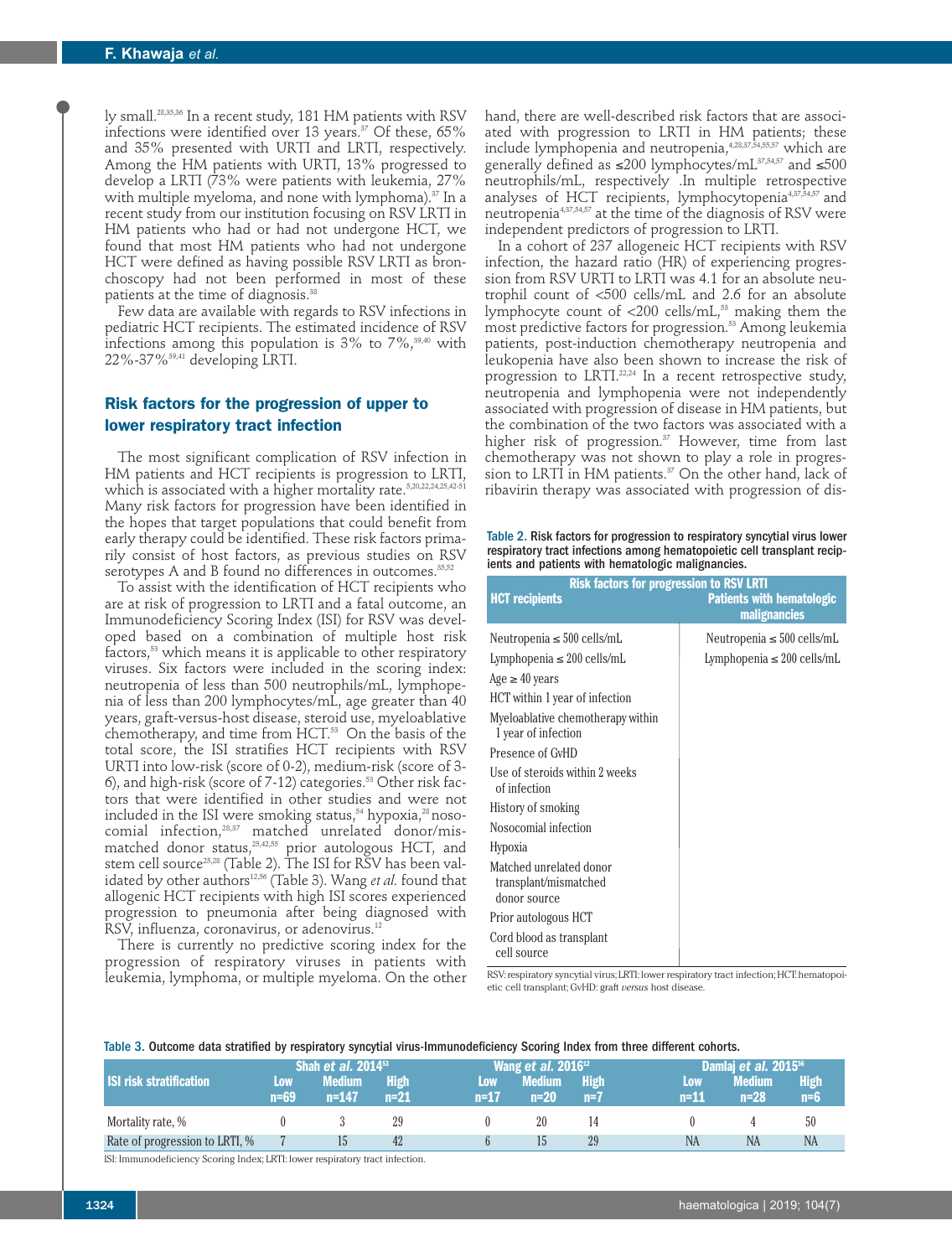ly small.[28,35,36] In a recent study, 181 HM patients with RSV infections were identified over 13 years.[37] Of these, 65% and 35% presented with URTI and LRTI, respectively. Among the HM patients with URTI, 13% progressed to develop a LRTI (73% were patients with leukemia, 27% with multiple myeloma, and none with lymphoma).[37] In a recent study from our institution focusing on RSV LRTI in HM patients who had or had not undergone HCT, we found that most HM patients who had not undergone HCT were defined as having possible RSV LRTI as bronchoscopy had not been performed in most of these patients at the time of diagnosis.[38]

Few data are available with regards to RSV infections in pediatric HCT recipients. The estimated incidence of RSV infections among this population is 3% to 7%,[39,40] with 22%-37%[39,41] developing LRTI.

## Risk factors for the progression of upper to lower respiratory tract infection

The most significant complication of RSV infection in HM patients and HCT recipients is progression to LRTI, which is associated with a higher mortality rate.[5,20,22,24,25,42-51] Many risk factors for progression have been identified in the hopes that target populations that could benefit from early therapy could be identified. These risk factors primarily consist of host factors, as previous studies on RSV serotypes A and B found no differences in outcomes.[35,52]

To assist with the identification of HCT recipients who are at risk of progression to LRTI and a fatal outcome, an Immunodeficiency Scoring Index (ISI) for RSV was developed based on a combination of multiple host risk factors,[53] which means it is applicable to other respiratory viruses. Six factors were included in the scoring index: neutropenia of less than 500 neutrophils/mL, lymphopenia of less than 200 lymphocytes/mL, age greater than 40 years, graft-versus-host disease, steroid use, myeloablative chemotherapy, and time from HCT.[53] On the basis of the total score, the ISI stratifies HCT recipients with RSV URTI into low-risk (score of 0-2), medium-risk (score of 3-6), and high-risk (score of 7-12) categories.[53] Other risk factors that were identified in other studies and were not included in the ISI were smoking status,[54] hypoxia,[28] nosocomial infection,[28,37] matched unrelated donor/mismatched donor status,[25,42,55] prior autologous HCT, and stem cell source[25,28] (Table 2). The ISI for RSV has been validated by other authors[12,56] (Table 3). Wang *et al.* found that allogenic HCT recipients with high ISI scores experienced progression to pneumonia after being diagnosed with RSV, influenza, coronavirus, or adenovirus.[12]

There is currently no predictive scoring index for the progression of respiratory viruses in patients with leukemia, lymphoma, or multiple myeloma. On the other hand, there are well-described risk factors that are associated with progression to LRTI in HM patients; these include lymphopenia and neutropenia,[4,28,37,54,55,57] which are generally defined as ≤200 lymphocytes/mL[37,54,57] and ≤500 neutrophils/mL, respectively .In multiple retrospective analyses of HCT recipients, lymphocytopenia[4,37,54,57] and neutropenia[4,37,54,57] at the time of the diagnosis of RSV were independent predictors of progression to LRTI.

In a cohort of 237 allogeneic HCT recipients with RSV infection, the hazard ratio (HR) of experiencing progression from RSV URTI to LRTI was 4.1 for an absolute neutrophil count of <500 cells/mL and 2.6 for an absolute lymphocyte count of <200 cells/mL,[53] making them the most predictive factors for progression.[53] Among leukemia patients, post-induction chemotherapy neutropenia and leukopenia have also been shown to increase the risk of progression to LRTI.[22,24] In a recent retrospective study, neutropenia and lymphopenia were not independently associated with progression of disease in HM patients, but the combination of the two factors was associated with a higher risk of progression.[37] However, time from last chemotherapy was not shown to play a role in progression to LRTI in HM patients.[37] On the other hand, lack of ribavirin therapy was associated with progression of dis-

Table 2. Risk factors for progression to respiratory syncytial virus lower respiratory tract infections among hematopoietic cell transplant recipients and patients with hematologic malignancies.

| Risk factors for progression to RSV LRTI | |
|---|---|
| **HCT recipients** | **Patients with hematologic malignancies** |
| Neutropenia ≤ 500 cells/mL | Neutropenia ≤ 500 cells/mL |
| Lymphopenia ≤ 200 cells/mL | Lymphopenia ≤ 200 cells/mL |
| Age ≥ 40 years | |
| HCT within 1 year of infection | |
| Myeloablative chemotherapy within 1 year of infection | |
| Presence of GvHD | |
| Use of steroids within 2 weeks of infection | |
| History of smoking | |
| Nosocomial infection | |
| Hypoxia | |
| Matched unrelated donor transplant/mismatched donor source | |
| Prior autologous HCT | |
| Cord blood as transplant cell source | |

RSV: respiratory syncytial virus; LRTI: lower respiratory tract infection; HCT: hematopoietic cell transplant; GvHD: graft *versus* host disease.

Table 3. Outcome data stratified by respiratory syncytial virus-Immunodeficiency Scoring Index from three different cohorts.

| ISI risk stratification | Shah *et al.* 2014[53] | | | Wang *et al.* 2016[12] | | | Damlaj *et al.* 2015[56] | | |
|---|---|---|---|---|---|---|---|---|---|
| | Low n=69 | Medium n=147 | High n=21 | Low n=17 | Medium n=20 | High n=7 | Low n=11 | Medium n=28 | High n=6 |
| Mortality rate, % | 0 | 3 | 29 | 0 | 20 | 14 | 0 | 4 | 50 |
| Rate of progression to LRTI, % | 7 | 15 | 42 | 6 | 15 | 29 | NA | NA | NA |

ISI: Immunodeficiency Scoring Index; LRTI: lower respiratory tract infection.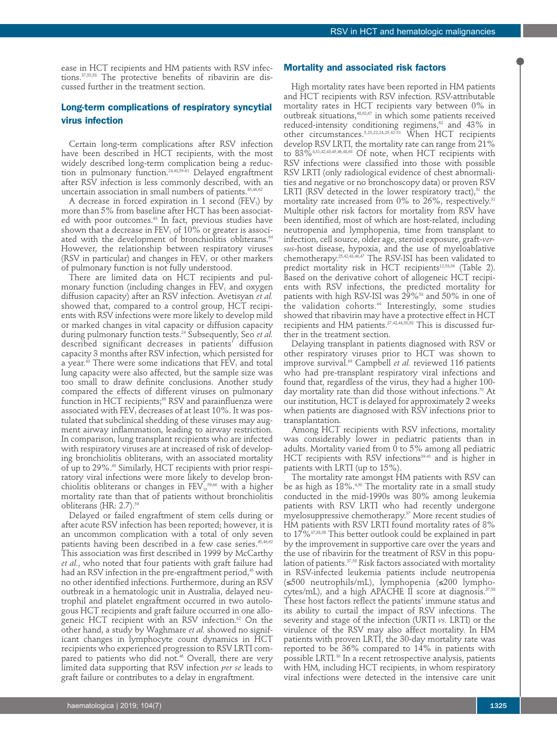ease in HCT recipients and HM patients with RSV infections.[37,53,58] The protective benefits of ribavirin are discussed further in the treatment section.

## Long-term complications of respiratory syncytial virus infection

Certain long-term complications after RSV infection have been described in HCT recipients, with the most widely described long-term complication being a reduction in pulmonary function.[24,43,59-61] Delayed engraftment after RSV infection is less commonly described, with an uncertain association in small numbers of patients.[45,46,62]

A decrease in forced expiration in 1 second ($FEV_1$) by more than 5% from baseline after HCT has been associated with poor outcomes.[63] In fact, previous studies have shown that a decrease in $FEV_1$ of 10% or greater is associated with the development of bronchiolitis obliterans.[64] However, the relationship between respiratory viruses (RSV in particular) and changes in $FEV_1$ or other markers of pulmonary function is not fully understood.

There are limited data on HCT recipients and pulmonary function (including changes in $FEV_1$ and oxygen diffusion capacity) after an RSV infection. Avetisyan *et al.* showed that, compared to a control group, HCT recipients with RSV infections were more likely to develop mild or marked changes in vital capacity or diffusion capacity during pulmonary function tests.[24] Subsequently, Seo *et al.* described significant decreases in patients' diffusion capacity 3 months after RSV infection, which persisted for a year.[43] There were some indications that $FEV_1$ and total lung capacity were also affected, but the sample size was too small to draw definite conclusions. Another study compared the effects of different viruses on pulmonary function in HCT recipients;[60] RSV and parainfluenza were associated with $FEV_1$ decreases of at least 10%. It was postulated that subclinical shedding of these viruses may augment airway inflammation, leading to airway restriction. In comparison, lung transplant recipients who are infected with respiratory viruses are at increased of risk of developing bronchiolitis obliterans, with an associated mortality of up to 29%.[65] Similarly, HCT recipients with prior respiratory viral infections were more likely to develop bronchiolitis obliterans or changes in $FEV_1$,[59,66] with a higher mortality rate than that of patients without bronchiolitis obliterans (HR: 2.7).[59]

Delayed or failed engraftment of stem cells during or after acute RSV infection has been reported; however, it is an uncommon complication with a total of only seven patients having been described in a few case series.[45,46,62] This association was first described in 1999 by McCarthy *et al.*, who noted that four patients with graft failure had had an RSV infection in the pre-engraftment period,[45] with no other identified infections. Furthermore, during an RSV outbreak in a hematologic unit in Australia, delayed neutrophil and platelet engraftment occurred in two autologous HCT recipients and graft failure occurred in one allogeneic HCT recipient with an RSV infection.[62] On the other hand, a study by Waghmare *et al.* showed no significant changes in lymphocyte count dynamics in HCT recipients who experienced progression to RSV LRTI compared to patients who did not.[46] Overall, there are very limited data supporting that RSV infection *per se* leads to graft failure or contributes to a delay in engraftment.

## Mortality and associated risk factors

High mortality rates have been reported in HM patients and HCT recipients with RSV infection. RSV-attributable mortality rates in HCT recipients vary between 0% in outbreak situations,[48,62,67] in which some patients received reduced-intensity conditioning regimens,[62] and 43% in other circumstances.[5,20,22,24,25,42-51] When HCT recipients develop RSV LRTI, the mortality rate can range from 21% to 83%.[4,31,42,43,45,46,48,68] Of note, when HCT recipients with RSV infections were classified into those with possible RSV LRTI (only radiological evidence of chest abnormalities and negative or no bronchoscopy data) or proven RSV LRTI (RSV detected in the lower respiratory tract),[31] the mortality rate increased from 0% to 26%, respectively.[31] Multiple other risk factors for mortality from RSV have been identified, most of which are host-related, including neutropenia and lymphopenia, time from transplant to infection, cell source, older age, steroid exposure, graft-*versus*-host disease, hypoxia, and the use of myeloablative chemotherapy.[25,42,43,46,47] The RSV-ISI has been validated to predict mortality risk in HCT recipients[12,53,56] (Table 2). Based on the derivative cohort of allogeneic HCT recipients with RSV infections, the predicted mortality for patients with high RSV-ISI was 29%[53] and 50% in one of the validation cohorts.[44] Interestingly, some studies showed that ribavirin may have a protective effect in HCT recipients and HM patients.[37,42,44,53,58] This is discussed further in the treatment section.

Delaying transplant in patients diagnosed with RSV or other respiratory viruses prior to HCT was shown to improve survival.[69] Campbell *et al.* reviewed 116 patients who had pre-transplant respiratory viral infections and found that, regardless of the virus, they had a higher 100-day mortality rate than did those without infections.[70] At our institution, HCT is delayed for approximately 2 weeks when patients are diagnosed with RSV infections prior to transplantation.

Among HCT recipients with RSV infections, mortality was considerably lower in pediatric patients than in adults. Mortality varied from 0 to 5% among all pediatric HCT recipients with RSV infections[39-41] and is higher in patients with LRTI (up to 15%).

The mortality rate amongst HM patients with RSV can be as high as 18%.[4,50] The mortality rate in a small study conducted in the mid-1990s was 80% among leukemia patients with RSV LRTI who had recently undergone myelosuppressive chemotherapy.[57] More recent studies of HM patients with RSV LRTI found mortality rates of 8% to 17%[37,38,58] This better outlook could be explained in part by the improvement in supportive care over the years and the use of ribavirin for the treatment of RSV in this population of patients.[37,58] Risk factors associated with mortality in RSV-infected leukemia patients include neutropenia (≤500 neutrophils/mL), lymphopenia (≤200 lymphocytes/mL), and a high APACHE II score at diagnosis.[37,58] These host factors reflect the patients' immune status and its ability to curtail the impact of RSV infections. The severity and stage of the infection (URTI *vs.* LRTI) or the virulence of the RSV may also affect mortality. In HM patients with proven LRTI, the 30-day mortality rate was reported to be 36% compared to 14% in patients with possible LRTI.[38] In a recent retrospective analysis, patients with HM, including HCT recipients, in whom respiratory viral infections were detected in the intensive care unit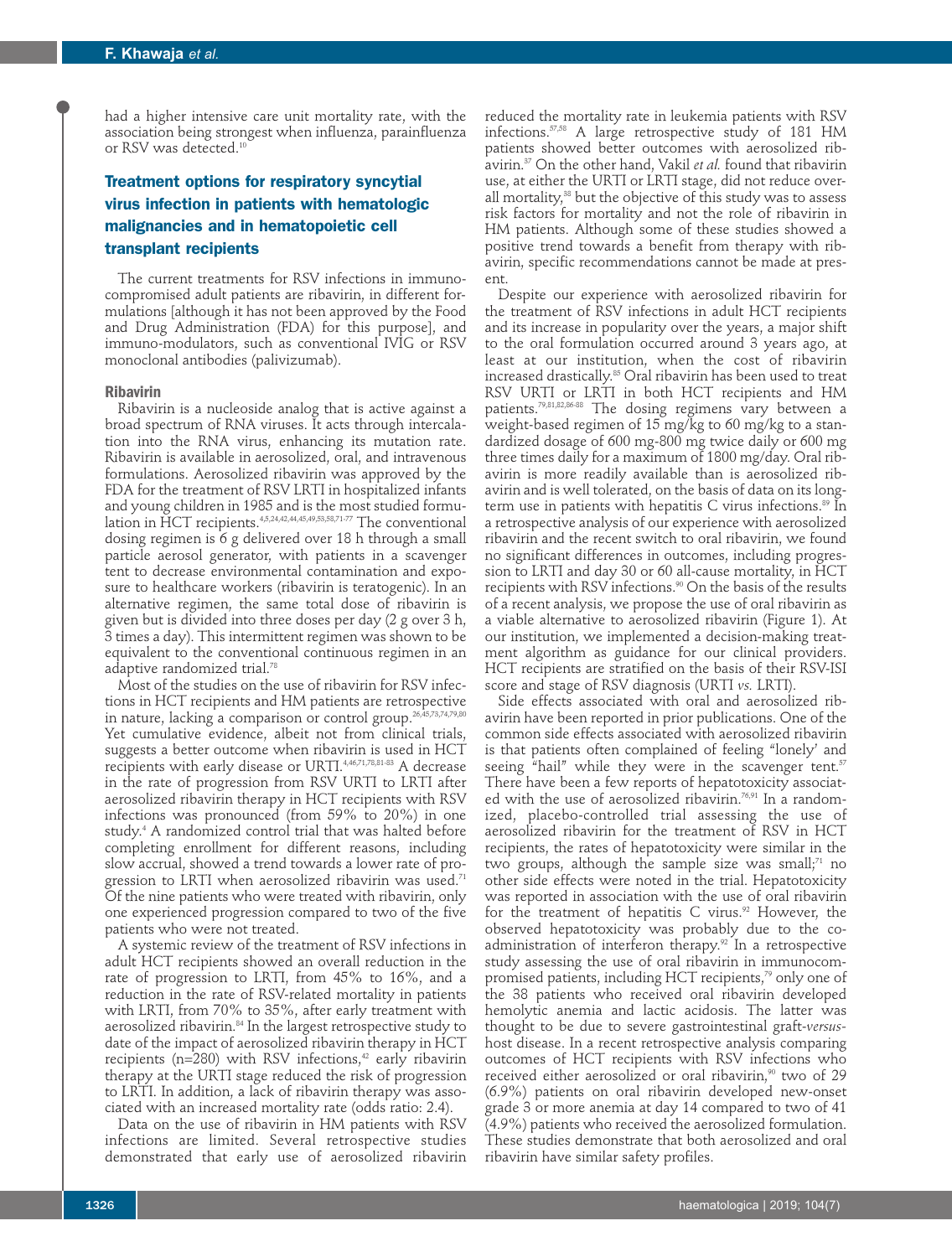had a higher intensive care unit mortality rate, with the association being strongest when influenza, parainfluenza or RSV was detected.[10]

## Treatment options for respiratory syncytial virus infection in patients with hematologic malignancies and in hematopoietic cell transplant recipients

The current treatments for RSV infections in immunocompromised adult patients are ribavirin, in different formulations [although it has not been approved by the Food and Drug Administration (FDA) for this purpose], and immuno-modulators, such as conventional IVIG or RSV monoclonal antibodies (palivizumab).

### Ribavirin

Ribavirin is a nucleoside analog that is active against a broad spectrum of RNA viruses. It acts through intercalation into the RNA virus, enhancing its mutation rate. Ribavirin is available in aerosolized, oral, and intravenous formulations. Aerosolized ribavirin was approved by the FDA for the treatment of RSV LRTI in hospitalized infants and young children in 1985 and is the most studied formulation in HCT recipients.[4,5,24,42,44,45,49,53,58,71-77] The conventional dosing regimen is 6 g delivered over 18 h through a small particle aerosol generator, with patients in a scavenger tent to decrease environmental contamination and exposure to healthcare workers (ribavirin is teratogenic). In an alternative regimen, the same total dose of ribavirin is given but is divided into three doses per day (2 g over 3 h, 3 times a day). This intermittent regimen was shown to be equivalent to the conventional continuous regimen in an adaptive randomized trial.[78]

Most of the studies on the use of ribavirin for RSV infections in HCT recipients and HM patients are retrospective in nature, lacking a comparison or control group.[26,45,73,74,79,80] Yet cumulative evidence, albeit not from clinical trials, suggests a better outcome when ribavirin is used in HCT recipients with early disease or URTI.[4,46,71,78,81-83] A decrease in the rate of progression from RSV URTI to LRTI after aerosolized ribavirin therapy in HCT recipients with RSV infections was pronounced (from 59% to 20%) in one study.[4] A randomized control trial that was halted before completing enrollment for different reasons, including slow accrual, showed a trend towards a lower rate of progression to LRTI when aerosolized ribavirin was used.[71] Of the nine patients who were treated with ribavirin, only one experienced progression compared to two of the five patients who were not treated.

A systemic review of the treatment of RSV infections in adult HCT recipients showed an overall reduction in the rate of progression to LRTI, from 45% to 16%, and a reduction in the rate of RSV-related mortality in patients with LRTI, from 70% to 35%, after early treatment with aerosolized ribavirin.[84] In the largest retrospective study to date of the impact of aerosolized ribavirin therapy in HCT recipients (n=280) with RSV infections,[42] early ribavirin therapy at the URTI stage reduced the risk of progression to LRTI. In addition, a lack of ribavirin therapy was associated with an increased mortality rate (odds ratio: 2.4).

Data on the use of ribavirin in HM patients with RSV infections are limited. Several retrospective studies demonstrated that early use of aerosolized ribavirin reduced the mortality rate in leukemia patients with RSV infections.[57,58] A large retrospective study of 181 HM patients showed better outcomes with aerosolized ribavirin.[37] On the other hand, Vakil *et al.* found that ribavirin use, at either the URTI or LRTI stage, did not reduce overall mortality,[38] but the objective of this study was to assess risk factors for mortality and not the role of ribavirin in HM patients. Although some of these studies showed a positive trend towards a benefit from therapy with ribavirin, specific recommendations cannot be made at present.

Despite our experience with aerosolized ribavirin for the treatment of RSV infections in adult HCT recipients and its increase in popularity over the years, a major shift to the oral formulation occurred around 3 years ago, at least at our institution, when the cost of ribavirin increased drastically.[85] Oral ribavirin has been used to treat RSV URTI or LRTI in both HCT recipients and HM patients.[79,81,82,86-88] The dosing regimens vary between a weight-based regimen of 15 mg/kg to 60 mg/kg to a standardized dosage of 600 mg-800 mg twice daily or 600 mg three times daily for a maximum of 1800 mg/day. Oral ribavirin is more readily available than is aerosolized ribavirin and is well tolerated, on the basis of data on its long-term use in patients with hepatitis C virus infections.[89] In a retrospective analysis of our experience with aerosolized ribavirin and the recent switch to oral ribavirin, we found no significant differences in outcomes, including progression to LRTI and day 30 or 60 all-cause mortality, in HCT recipients with RSV infections.[90] On the basis of the results of a recent analysis, we propose the use of oral ribavirin as a viable alternative to aerosolized ribavirin (Figure 1). At our institution, we implemented a decision-making treatment algorithm as guidance for our clinical providers. HCT recipients are stratified on the basis of their RSV-ISI score and stage of RSV diagnosis (URTI *vs.* LRTI).

Side effects associated with oral and aerosolized ribavirin have been reported in prior publications. One of the common side effects associated with aerosolized ribavirin is that patients often complained of feeling "lonely' and seeing "hail" while they were in the scavenger tent.[57] There have been a few reports of hepatotoxicity associated with the use of aerosolized ribavirin.[76,91] In a randomized, placebo-controlled trial assessing the use of aerosolized ribavirin for the treatment of RSV in HCT recipients, the rates of hepatotoxicity were similar in the two groups, although the sample size was small;[71] no other side effects were noted in the trial. Hepatotoxicity was reported in association with the use of oral ribavirin for the treatment of hepatitis C virus.[92] However, the observed hepatotoxicity was probably due to the co-administration of interferon therapy.[92] In a retrospective study assessing the use of oral ribavirin in immunocompromised patients, including HCT recipients,[79] only one of the 38 patients who received oral ribavirin developed hemolytic anemia and lactic acidosis. The latter was thought to be due to severe gastrointestinal graft-*versus*-host disease. In a recent retrospective analysis comparing outcomes of HCT recipients with RSV infections who received either aerosolized or oral ribavirin,[90] two of 29 (6.9%) patients on oral ribavirin developed new-onset grade 3 or more anemia at day 14 compared to two of 41 (4.9%) patients who received the aerosolized formulation. These studies demonstrate that both aerosolized and oral ribavirin have similar safety profiles.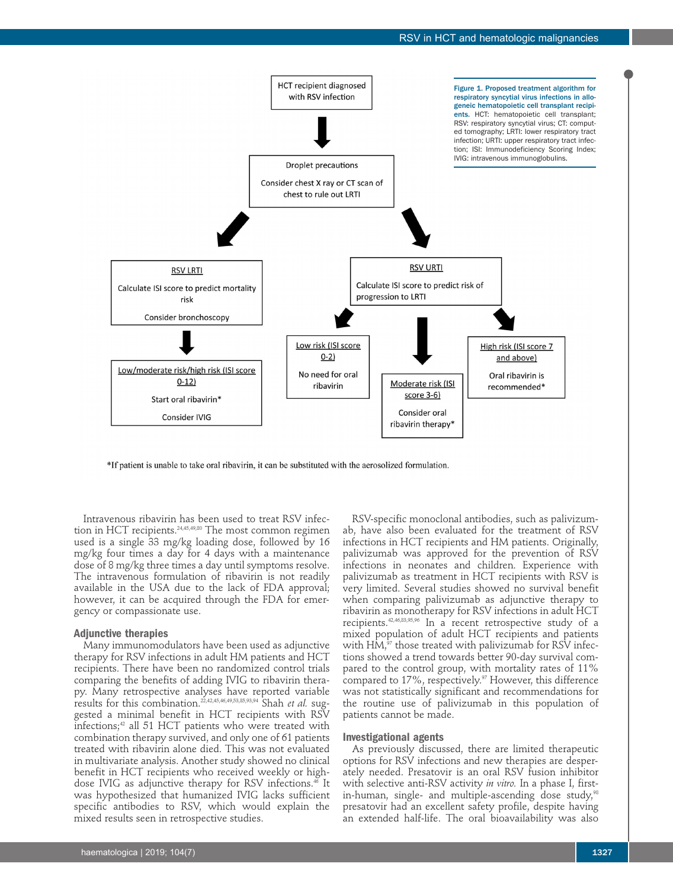HCT recipient diagnosed with RSV infection

Droplet precautions

Consider chest X ray or CT scan of chest to rule out LRTI

RSV LRTI

Calculate ISI score to predict mortality risk

Consider bronchoscopy

Low/moderate risk/high risk (ISI score 0-12)

Start oral ribavirin*

Consider IVIG

RSV URTI

Calculate ISI score to predict risk of progression to LRTI

Low risk (ISI score 0-2)

No need for oral ribavirin

Moderate risk (ISI score 3-6)

Consider oral ribavirin therapy*

High risk (ISI score 7 and above)

Oral ribavirin is recommended*

*If patient is unable to take oral ribavirin, it can be substituted with the aerosolized formulation.

**Figure 1. Proposed treatment algorithm for respiratory syncytial virus infections in allogeneic hematopoietic cell transplant recipients.** HCT: hematopoietic cell transplant; RSV: respiratory syncytial virus; CT: computed tomography; LRTI: lower respiratory tract infection; URTI: upper respiratory tract infection; ISI: Immunodeficiency Scoring Index; IVIG: intravenous immunoglobulins.

Intravenous ribavirin has been used to treat RSV infection in HCT recipients.[24,45,49,80] The most common regimen used is a single 33 mg/kg loading dose, followed by 16 mg/kg four times a day for 4 days with a maintenance dose of 8 mg/kg three times a day until symptoms resolve. The intravenous formulation of ribavirin is not readily available in the USA due to the lack of FDA approval; however, it can be acquired through the FDA for emergency or compassionate use.

## Adjunctive therapies

Many immunomodulators have been used as adjunctive therapy for RSV infections in adult HM patients and HCT recipients. There have been no randomized control trials comparing the benefits of adding IVIG to ribavirin therapy. Many retrospective analyses have reported variable results for this combination.[22,42,45,46,49,53,85,93,94] Shah *et al.* suggested a minimal benefit in HCT recipients with RSV infections;[42] all 51 HCT patients who were treated with combination therapy survived, and only one of 61 patients treated with ribavirin alone died. This was not evaluated in multivariate analysis. Another study showed no clinical benefit in HCT recipients who received weekly or high-dose IVIG as adjunctive therapy for RSV infections.[46] It was hypothesized that humanized IVIG lacks sufficient specific antibodies to RSV, which would explain the mixed results seen in retrospective studies.

RSV-specific monoclonal antibodies, such as palivizumab, have also been evaluated for the treatment of RSV infections in HCT recipients and HM patients. Originally, palivizumab was approved for the prevention of RSV infections in neonates and children. Experience with palivizumab as treatment in HCT recipients with RSV is very limited. Several studies showed no survival benefit when comparing palivizumab as adjunctive therapy to ribavirin as monotherapy for RSV infections in adult HCT recipients.[42,46,83,95,96] In a recent retrospective study of a mixed population of adult HCT recipients and patients with HM,[97] those treated with palivizumab for RSV infections showed a trend towards better 90-day survival compared to the control group, with mortality rates of 11% compared to 17%, respectively.[97] However, this difference was not statistically significant and recommendations for the routine use of palivizumab in this population of patients cannot be made.

## Investigational agents

As previously discussed, there are limited therapeutic options for RSV infections and new therapies are desperately needed. Presatovir is an oral RSV fusion inhibitor with selective anti-RSV activity *in vitro*. In a phase I, first-in-human, single- and multiple-ascending dose study,[98] presatovir had an excellent safety profile, despite having an extended half-life. The oral bioavailability was also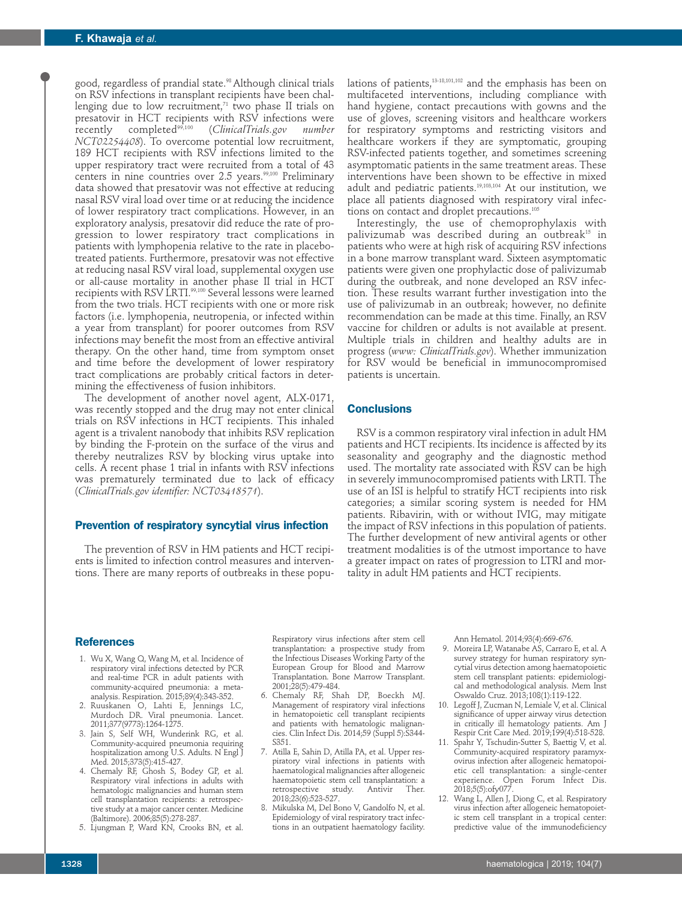good, regardless of prandial state.[98] Although clinical trials on RSV infections in transplant recipients have been challenging due to low recruitment,[71] two phase II trials on presatovir in HCT recipients with RSV infections were recently completed[99,100] (*ClinicalTrials.gov number NCT02254408*). To overcome potential low recruitment, 189 HCT recipients with RSV infections limited to the upper respiratory tract were recruited from a total of 43 centers in nine countries over 2.5 years.[99,100] Preliminary data showed that presatovir was not effective at reducing nasal RSV viral load over time or at reducing the incidence of lower respiratory tract complications. However, in an exploratory analysis, presatovir did reduce the rate of progression to lower respiratory tract complications in patients with lymphopenia relative to the rate in placebo-treated patients. Furthermore, presatovir was not effective at reducing nasal RSV viral load, supplemental oxygen use or all-cause mortality in another phase II trial in HCT recipients with RSV LRTI.[99,100] Several lessons were learned from the two trials. HCT recipients with one or more risk factors (i.e. lymphopenia, neutropenia, or infected within a year from transplant) for poorer outcomes from RSV infections may benefit the most from an effective antiviral therapy. On the other hand, time from symptom onset and time before the development of lower respiratory tract complications are probably critical factors in determining the effectiveness of fusion inhibitors.

The development of another novel agent, ALX-0171, was recently stopped and the drug may not enter clinical trials on RSV infections in HCT recipients. This inhaled agent is a trivalent nanobody that inhibits RSV replication by binding the F-protein on the surface of the virus and thereby neutralizes RSV by blocking virus uptake into cells. A recent phase 1 trial in infants with RSV infections was prematurely terminated due to lack of efficacy (*ClinicalTrials.gov identifier: NCT03418571*).

## Prevention of respiratory syncytial virus infection

The prevention of RSV in HM patients and HCT recipients is limited to infection control measures and interventions. There are many reports of outbreaks in these populations of patients,[13-18,101,102] and the emphasis has been on multifaceted interventions, including compliance with hand hygiene, contact precautions with gowns and the use of gloves, screening visitors and healthcare workers for respiratory symptoms and restricting visitors and healthcare workers if they are symptomatic, grouping RSV-infected patients together, and sometimes screening asymptomatic patients in the same treatment areas. These interventions have been shown to be effective in mixed adult and pediatric patients.[19,103,104] At our institution, we place all patients diagnosed with respiratory viral infections on contact and droplet precautions.[105]

Interestingly, the use of chemoprophylaxis with palivizumab was described during an outbreak[15] in patients who were at high risk of acquiring RSV infections in a bone marrow transplant ward. Sixteen asymptomatic patients were given one prophylactic dose of palivizumab during the outbreak, and none developed an RSV infection. These results warrant further investigation into the use of palivizumab in an outbreak; however, no definite recommendation can be made at this time. Finally, an RSV vaccine for children or adults is not available at present. Multiple trials in children and healthy adults are in progress (*www: ClinicalTrials.gov*). Whether immunization for RSV would be beneficial in immunocompromised patients is uncertain.

## Conclusions

RSV is a common respiratory viral infection in adult HM patients and HCT recipients. Its incidence is affected by its seasonality and geography and the diagnostic method used. The mortality rate associated with RSV can be high in severely immunocompromised patients with LRTI. The use of an ISI is helpful to stratify HCT recipients into risk categories; a similar scoring system is needed for HM patients. Ribavirin, with or without IVIG, may mitigate the impact of RSV infections in this population of patients. The further development of new antiviral agents or other treatment modalities is of the utmost importance to have a greater impact on rates of progression to LTRI and mortality in adult HM patients and HCT recipients.

## References

1. Wu X, Wang Q, Wang M, et al. Incidence of respiratory viral infections detected by PCR and real-time PCR in adult patients with community-acquired pneumonia: a meta-analysis. Respiration. 2015;89(4):343-352.
2. Ruuskanen O, Lahti E, Jennings LC, Murdoch DR. Viral pneumonia. Lancet. 2011;377(9773):1264-1275.
3. Jain S, Self WH, Wunderink RG, et al. Community-acquired pneumonia requiring hospitalization among U.S. Adults. N Engl J Med. 2015;373(5):415-427.
4. Chemaly RF, Ghosh S, Bodey GP, et al. Respiratory viral infections in adults with hematologic malignancies and human stem cell transplantation recipients: a retrospective study at a major cancer center. Medicine (Baltimore). 2006;85(5):278-287.
5. Ljungman P, Ward KN, Crooks BN, et al. Respiratory virus infections after stem cell transplantation: a prospective study from the Infectious Diseases Working Party of the European Group for Blood and Marrow Transplantation. Bone Marrow Transplant. 2001;28(5):479-484.
6. Chemaly RF, Shah DP, Boeckh MJ. Management of respiratory viral infections in hematopoietic cell transplant recipients and patients with hematologic malignancies. Clin Infect Dis. 2014;59 (Suppl 5):S344-S351.
7. Atilla E, Sahin D, Atilla PA, et al. Upper respiratory viral infections in patients with haematological malignancies after allogeneic haematopoietic stem cell transplantation: a retrospective study. Antivir Ther. 2018;23(6):523-527.
8. Mikulska M, Del Bono V, Gandolfo N, et al. Epidemiology of viral respiratory tract infections in an outpatient haematology facility. Ann Hematol. 2014;93(4):669-676.
9. Moreira LP, Watanabe AS, Carraro E, et al. A survey strategy for human respiratory syncytial virus detection among haematopoietic stem cell transplant patients: epidemiological and methodological analysis. Mem Inst Oswaldo Cruz. 2013;108(1):119-122.
10. Legoff J, Zucman N, Lemiale V, et al. Clinical significance of upper airway virus detection in critically ill hematology patients. Am J Respir Crit Care Med. 2019;199(4):518-528.
11. Spahr Y, Tschudin-Sutter S, Baettig V, et al. Community-acquired respiratory paramyxovirus infection after allogeneic hematopoietic cell transplantation: a single-center experience. Open Forum Infect Dis. 2018;5(5):ofy077.
12. Wang L, Allen J, Diong C, et al. Respiratory virus infection after allogeneic hematopoietic stem cell transplant in a tropical center: predictive value of the immunodeficiency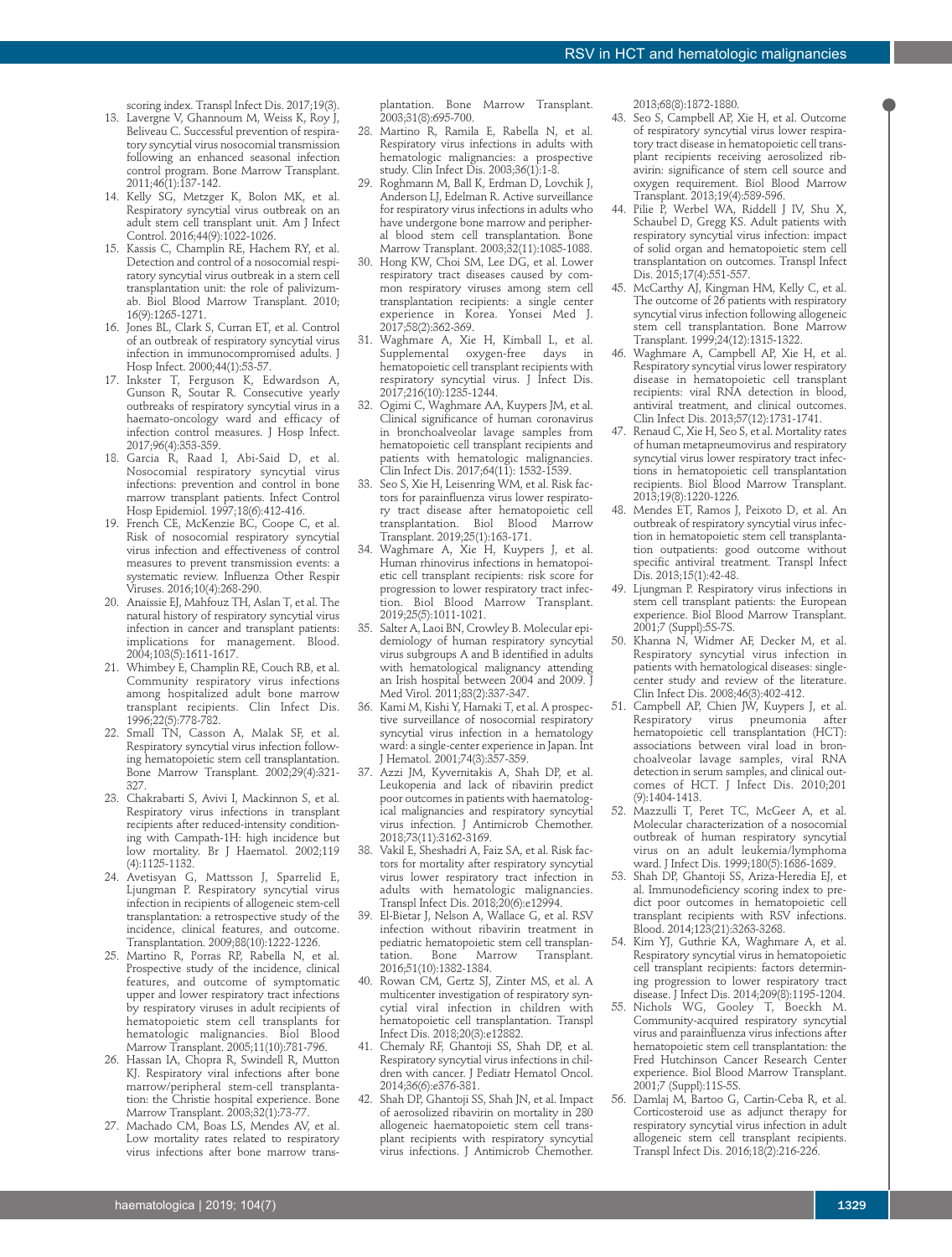scoring index. Transpl Infect Dis. 2017;19(3).

13. Lavergne V, Ghannoum M, Weiss K, Roy J, Beliveau C. Successful prevention of respiratory syncytial virus nosocomial transmission following an enhanced seasonal infection control program. Bone Marrow Transplant. 2011;46(1):137-142.
14. Kelly SG, Metzger K, Bolon MK, et al. Respiratory syncytial virus outbreak on an adult stem cell transplant unit. Am J Infect Control. 2016;44(9):1022-1026.
15. Kassis C, Champlin RE, Hachem RY, et al. Detection and control of a nosocomial respiratory syncytial virus outbreak in a stem cell transplantation unit: the role of palivizumab. Biol Blood Marrow Transplant. 2010; 16(9):1265-1271.
16. Jones BL, Clark S, Curran ET, et al. Control of an outbreak of respiratory syncytial virus infection in immunocompromised adults. J Hosp Infect. 2000;44(1):53-57.
17. Inkster T, Ferguson K, Edwardson A, Gunson R, Soutar R. Consecutive yearly outbreaks of respiratory syncytial virus in a haemato-oncology ward and efficacy of infection control measures. J Hosp Infect. 2017;96(4):353-359.
18. Garcia R, Raad I, Abi-Said D, et al. Nosocomial respiratory syncytial virus infections: prevention and control in bone marrow transplant patients. Infect Control Hosp Epidemiol. 1997;18(6):412-416.
19. French CE, McKenzie BC, Coope C, et al. Risk of nosocomial respiratory syncytial virus infection and effectiveness of control measures to prevent transmission events: a systematic review. Influenza Other Respir Viruses. 2016;10(4):268-290.
20. Anaissie EJ, Mahfouz TH, Aslan T, et al. The natural history of respiratory syncytial virus infection in cancer and transplant patients: implications for management. Blood. 2004;103(5):1611-1617.
21. Whimbey E, Champlin RE, Couch RB, et al. Community respiratory virus infections among hospitalized adult bone marrow transplant recipients. Clin Infect Dis. 1996;22(5):778-782.
22. Small TN, Casson A, Malak SF, et al. Respiratory syncytial virus infection following hematopoietic stem cell transplantation. Bone Marrow Transplant. 2002;29(4):321-327.
23. Chakrabarti S, Avivi I, Mackinnon S, et al. Respiratory virus infections in transplant recipients after reduced-intensity conditioning with Campath-1H: high incidence but low mortality. Br J Haematol. 2002;119 (4):1125-1132.
24. Avetisyan G, Mattsson J, Sparrelid E, Ljungman P. Respiratory syncytial virus infection in recipients of allogeneic stem-cell transplantation: a retrospective study of the incidence, clinical features, and outcome. Transplantation. 2009;88(10):1222-1226.
25. Martino R, Porras RP, Rabella N, et al. Prospective study of the incidence, clinical features, and outcome of symptomatic upper and lower respiratory tract infections by respiratory viruses in adult recipients of hematopoietic stem cell transplants for hematologic malignancies. Biol Blood Marrow Transplant. 2005;11(10):781-796.
26. Hassan IA, Chopra R, Swindell R, Mutton KJ. Respiratory viral infections after bone marrow/peripheral stem-cell transplantation: the Christie hospital experience. Bone Marrow Transplant. 2003;32(1):73-77.
27. Machado CM, Boas LS, Mendes AV, et al. Low mortality rates related to respiratory virus infections after bone marrow transplantation. Bone Marrow Transplant. 2003;31(8):695-700.
28. Martino R, Ramila E, Rabella N, et al. Respiratory virus infections in adults with hematologic malignancies: a prospective study. Clin Infect Dis. 2003;36(1):1-8.
29. Roghmann M, Ball K, Erdman D, Lovchik J, Anderson LJ, Edelman R. Active surveillance for respiratory virus infections in adults who have undergone bone marrow and peripheral blood stem cell transplantation. Bone Marrow Transplant. 2003;32(11):1085-1088.
30. Hong KW, Choi SM, Lee DG, et al. Lower respiratory tract diseases caused by common respiratory viruses among stem cell transplantation recipients: a single center experience in Korea. Yonsei Med J. 2017;58(2):362-369.
31. Waghmare A, Xie H, Kimball L, et al. Supplemental oxygen-free days in hematopoietic cell transplant recipients with respiratory syncytial virus. J Infect Dis. 2017;216(10):1235-1244.
32. Ogimi C, Waghmare AA, Kuypers JM, et al. Clinical significance of human coronavirus in bronchoalveolar lavage samples from hematopoietic cell transplant recipients and patients with hematologic malignancies. Clin Infect Dis. 2017;64(11): 1532-1539.
33. Seo S, Xie H, Leisenring WM, et al. Risk factors for parainfluenza virus lower respiratory tract disease after hematopoietic cell transplantation. Biol Blood Marrow Transplant. 2019;25(1):163-171.
34. Waghmare A, Xie H, Kuypers J, et al. Human rhinovirus infections in hematopoietic cell transplant recipients: risk score for progression to lower respiratory tract infection. Biol Blood Marrow Transplant. 2019;25(5):1011-1021.
35. Salter A, Laoi BN, Crowley B. Molecular epidemiology of human respiratory syncytial virus subgroups A and B identified in adults with hematological malignancy attending an Irish hospital between 2004 and 2009. J Med Virol. 2011;83(2):337-347.
36. Kami M, Kishi Y, Hamaki T, et al. A prospective surveillance of nosocomial respiratory syncytial virus infection in a hematology ward: a single-center experience in Japan. Int J Hematol. 2001;74(3):357-359.
37. Azzi JM, Kyvernitakis A, Shah DP, et al. Leukopenia and lack of ribavirin predict poor outcomes in patients with haematological malignancies and respiratory syncytial virus infection. J Antimicrob Chemother. 2018;73(11):3162-3169.
38. Vakil E, Sheshadri A, Faiz SA, et al. Risk factors for mortality after respiratory syncytial virus lower respiratory tract infection in adults with hematologic malignancies. Transpl Infect Dis. 2018;20(6):e12994.
39. El-Bietar J, Nelson A, Wallace G, et al. RSV infection without ribavirin treatment in pediatric hematopoietic stem cell transplantation. Bone Marrow Transplant. 2016;51(10):1382-1384.
40. Rowan CM, Gertz SJ, Zinter MS, et al. A multicenter investigation of respiratory syncytial viral infection in children with hematopoietic cell transplantation. Transpl Infect Dis. 2018;20(3):e12882.
41. Chemaly RF, Ghantoji SS, Shah DP, et al. Respiratory syncytial virus infections in children with cancer. J Pediatr Hematol Oncol. 2014;36(6):e376-381.
42. Shah DP, Ghantoji SS, Shah JN, et al. Impact of aerosolized ribavirin on mortality in 280 allogeneic haematopoietic stem cell transplant recipients with respiratory syncytial virus infections. J Antimicrob Chemother. 2013;68(8):1872-1880.
43. Seo S, Campbell AP, Xie H, et al. Outcome of respiratory syncytial virus lower respiratory tract disease in hematopoietic cell transplant recipients receiving aerosolized ribavirin: significance of stem cell source and oxygen requirement. Biol Blood Marrow Transplant. 2013;19(4):589-596.
44. Pilie P, Werbel WA, Riddell J IV, Shu X, Schaubel D, Gregg KS. Adult patients with respiratory syncytial virus infection: impact of solid organ and hematopoietic stem cell transplantation on outcomes. Transpl Infect Dis. 2015;17(4):551-557.
45. McCarthy AJ, Kingman HM, Kelly C, et al. The outcome of 26 patients with respiratory syncytial virus infection following allogeneic stem cell transplantation. Bone Marrow Transplant. 1999;24(12):1315-1322.
46. Waghmare A, Campbell AP, Xie H, et al. Respiratory syncytial virus lower respiratory disease in hematopoietic cell transplant recipients: viral RNA detection in blood, antiviral treatment, and clinical outcomes. Clin Infect Dis. 2013;57(12):1731-1741.
47. Renaud C, Xie H, Seo S, et al. Mortality rates of human metapneumovirus and respiratory syncytial virus lower respiratory tract infections in hematopoietic cell transplantation recipients. Biol Blood Marrow Transplant. 2013;19(8):1220-1226.
48. Mendes ET, Ramos J, Peixoto D, et al. An outbreak of respiratory syncytial virus infection in hematopoietic stem cell transplantation outpatients: good outcome without specific antiviral treatment. Transpl Infect Dis. 2013;15(1):42-48.
49. Ljungman P. Respiratory virus infections in stem cell transplant patients: the European experience. Biol Blood Marrow Transplant. 2001;7 (Suppl):5S-7S.
50. Khanna N, Widmer AF, Decker M, et al. Respiratory syncytial virus infection in patients with hematological diseases: single-center study and review of the literature. Clin Infect Dis. 2008;46(3):402-412.
51. Campbell AP, Chien JW, Kuypers J, et al. Respiratory virus pneumonia after hematopoietic cell transplantation (HCT): associations between viral load in bronchoalveolar lavage samples, viral RNA detection in serum samples, and clinical outcomes of HCT. J Infect Dis. 2010;201 (9):1404-1413.
52. Mazzulli T, Peret TC, McGeer A, et al. Molecular characterization of a nosocomial outbreak of human respiratory syncytial virus on an adult leukemia/lymphoma ward. J Infect Dis. 1999;180(5):1686-1689.
53. Shah DP, Ghantoji SS, Ariza-Heredia EJ, et al. Immunodeficiency scoring index to predict poor outcomes in hematopoietic cell transplant recipients with RSV infections. Blood. 2014;123(21):3263-3268.
54. Kim YJ, Guthrie KA, Waghmare A, et al. Respiratory syncytial virus in hematopoietic cell transplant recipients: factors determining progression to lower respiratory tract disease. J Infect Dis. 2014;209(8):1195-1204.
55. Nichols WG, Gooley T, Boeckh M. Community-acquired respiratory syncytial virus and parainfluenza virus infections after hematopoietic stem cell transplantation: the Fred Hutchinson Cancer Research Center experience. Biol Blood Marrow Transplant. 2001;7 (Suppl):11S-5S.
56. Damlaj M, Bartoo G, Cartin-Ceba R, et al. Corticosteroid use as adjunct therapy for respiratory syncytial virus infection in adult allogeneic stem cell transplant recipients. Transpl Infect Dis. 2016;18(2):216-226.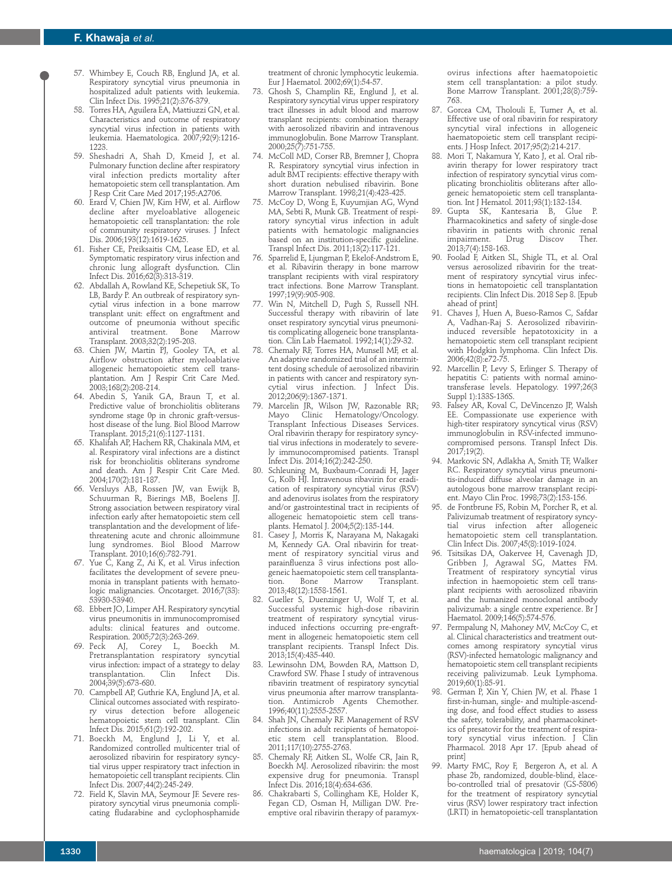57. Whimbey E, Couch RB, Englund JA, et al. Respiratory syncytial virus pneumonia in hospitalized adult patients with leukemia. Clin Infect Dis. 1995;21(2):376-379.
58. Torres HA, Aguilera EA, Mattiuzzi GN, et al. Characteristics and outcome of respiratory syncytial virus infection in patients with leukemia. Haematologica. 2007;92(9):1216-1223.
59. Sheshadri A, Shah D, Kmeid J, et al. Pulmonary function decline after respiratory viral infection predicts mortality after hematopoietic stem cell transplantation. Am J Resp Crit Care Med 2017;195:A2706.
60. Erard V, Chien JW, Kim HW, et al. Airflow decline after myeloablative allogeneic hematopoietic cell transplantation: the role of community respiratory viruses. J Infect Dis. 2006;193(12):1619-1625.
61. Fisher CE, Preiksaitis CM, Lease ED, et al. Symptomatic respiratory virus infection and chronic lung allograft dysfunction. Clin Infect Dis. 2016;62(3):313-319.
62. Abdallah A, Rowland KE, Schepetiuk SK, To LB, Bardy P. An outbreak of respiratory syncytial virus infection in a bone marrow transplant unit: effect on engraftment and outcome of pneumonia without specific antiviral treatment. Bone Marrow Transplant. 2003;32(2):195-203.
63. Chien JW, Martin PJ, Gooley TA, et al. Airflow obstruction after myeloablative allogeneic hematopoietic stem cell transplantation. Am J Respir Crit Care Med. 2003;168(2):208-214.
64. Abedin S, Yanik GA, Braun T, et al. Predictive value of bronchiolitis obliterans syndrome stage 0p in chronic graft-versus-host disease of the lung. Biol Blood Marrow Transplant. 2015;21(6):1127-1131.
65. Khalifah AP, Hachem RR, Chakinala MM, et al. Respiratory viral infections are a distinct risk for bronchiolitis obliterans syndrome and death. Am J Respir Crit Care Med. 2004;170(2):181-187.
66. Versluys AB, Rossen JW, van Ewijk B, Schuurman R, Bierings MB, Boelens JJ. Strong association between respiratory viral infection early after hematopoietic stem cell transplantation and the development of life-threatening acute and chronic alloimmune lung syndromes. Biol Blood Marrow Transplant. 2010;16(6):782-791.
67. Yue C, Kang Z, Ai K, et al. Virus infection facilitates the development of severe pneumonia in transplant patients with hematologic malignancies. Oncotarget. 2016;7(33):53930-53940.
68. Ebbert JO, Limper AH. Respiratory syncytial virus pneumonitis in immunocompromised adults: clinical features and outcome. Respiration. 2005;72(3):263-269.
69. Peck AJ, Corey L, Boeckh M. Pretransplantation respiratory syncytial virus infection: impact of a strategy to delay transplantation. Clin Infect Dis. 2004;39(5):673-680.
70. Campbell AP, Guthrie KA, Englund JA, et al. Clinical outcomes associated with respiratory virus detection before allogeneic hematopoietic stem cell transplant. Clin Infect Dis. 2015;61(2):192-202.
71. Boeckh M, Englund J, Li Y, et al. Randomized controlled multicenter trial of aerosolized ribavirin for respiratory syncytial virus upper respiratory tract infection in hematopoietic cell transplant recipients. Clin Infect Dis. 2007;44(2):245-249.
72. Field K, Slavin MA, Seymour JF. Severe respiratory syncytial virus pneumonia complicating fludarabine and cyclophosphamide treatment of chronic lymphocytic leukemia. Eur J Haematol. 2002;69(1):54-57.
73. Ghosh S, Champlin RE, Englund J, et al. Respiratory syncytial virus upper respiratory tract illnesses in adult blood and marrow transplant recipients: combination therapy with aerosolized ribavirin and intravenous immunoglobulin. Bone Marrow Transplant. 2000;25(7):751-755.
74. McColl MD, Corser RB, Bremner J, Chopra R. Respiratory syncytial virus infection in adult BMT recipients: effective therapy with short duration nebulised ribavirin. Bone Marrow Transplant. 1998;21(4):423-425.
75. McCoy D, Wong E, Kuyumjian AG, Wynd MA, Sebti R, Munk GB. Treatment of respiratory syncytial virus infection in adult patients with hematologic malignancies based on an institution-specific guideline. Transpl Infect Dis. 2011;13(2):117-121.
76. Sparrelid E, Ljungman P, Ekelof-Andstrom E, et al. Ribavirin therapy in bone marrow transplant recipients with viral respiratory tract infections. Bone Marrow Transplant. 1997;19(9):905-908.
77. Win N, Mitchell D, Pugh S, Russell NH. Successful therapy with ribavirin of late onset respiratory syncytial virus pneumonitis complicating allogeneic bone transplantation. Clin Lab Haematol. 1992;14(1):29-32.
78. Chemaly RF, Torres HA, Munsell MF, et al. An adaptive randomized trial of an intermittent dosing schedule of aerosolized ribavirin in patients with cancer and respiratory syncytial virus infection. J Infect Dis. 2012;206(9):1367-1371.
79. Marcelin JR, Wilson JW, Razonable RR; Mayo Clinic Hematology/Oncology. Transplant Infectious Diseases Services. Oral ribavirin therapy for respiratory syncytial virus infections in moderately to severely immunocompromised patients. Transpl Infect Dis. 2014;16(2):242-250.
80. Schleuning M, Buxbaum-Conradi H, Jager G, Kolb HJ. Intravenous ribavirin for eradication of respiratory syncytial virus (RSV) and adenovirus isolates from the respiratory and/or gastrointestinal tract in recipients of allogeneic hematopoietic stem cell transplants. Hematol J. 2004;5(2):135-144.
81. Casey J, Morris K, Narayana M, Nakagaki M, Kennedy GA. Oral ribavirin for treatment of respiratory syncitial virus and parainfluenza 3 virus infections post allogeneic haematopoietic stem cell transplantation. Bone Marrow Transplant. 2013;48(12):1558-1561.
82. Gueller S, Duenzinger U, Wolf T, et al. Successful systemic high-dose ribavirin treatment of respiratory syncytial virus-induced infections occurring pre-engraftment in allogeneic hematopoietic stem cell transplant recipients. Transpl Infect Dis. 2013;15(4):435-440.
83. Lewinsohn DM, Bowden RA, Mattson D, Crawford SW. Phase I study of intravenous ribavirin treatment of respiratory syncytial virus pneumonia after marrow transplantation. Antimicrob Agents Chemother. 1996;40(11):2555-2557.
84. Shah JN, Chemaly RF. Management of RSV infections in adult recipients of hematopoietic stem cell transplantation. Blood. 2011;117(10):2755-2763.
85. Chemaly RF, Aitken SL, Wolfe CR, Jain R, Boeckh MJ. Aerosolized ribavirin: the most expensive drug for pneumonia. Transpl Infect Dis. 2016;18(4):634-636.
86. Chakrabarti S, Collingham KE, Holder K, Fegan CD, Osman H, Milligan DW. Pre-emptive oral ribavirin therapy of paramyxovirus infections after haematopoietic stem cell transplantation: a pilot study. Bone Marrow Transplant. 2001;28(8):759-763.
87. Gorcea CM, Tholouli E, Turner A, et al. Effective use of oral ribavirin for respiratory syncytial viral infections in allogeneic haematopoietic stem cell transplant recipients. J Hosp Infect. 2017;95(2):214-217.
88. Mori T, Nakamura Y, Kato J, et al. Oral ribavirin therapy for lower respiratory tract infection of respiratory syncytial virus complicating bronchiolitis obliterans after allogeneic hematopoietic stem cell transplantation. Int J Hematol. 2011;93(1):132-134.
89. Gupta SK, Kantesaria B, Glue P. Pharmacokinetics and safety of single-dose ribavirin in patients with chronic renal impairment. Drug Discov Ther. 2013;7(4):158-163.
90. Foolad F, Aitken SL, Shigle TL, et al. Oral versus aerosolized ribavirin for the treatment of respiratory syncytial virus infections in hematopoietic cell transplantation recipients. Clin Infect Dis. 2018 Sep 8. [Epub ahead of print]
91. Chaves J, Huen A, Bueso-Ramos C, Safdar A, Vadhan-Raj S. Aerosolized ribavirin-induced reversible hepatotoxicity in a hematopoietic stem cell transplant recipient with Hodgkin lymphoma. Clin Infect Dis. 2006;42(8):e72-75.
92. Marcellin P, Levy S, Erlinger S. Therapy of hepatitis C: patients with normal aminotransferase levels. Hepatology. 1997;26(3 Suppl 1):133S-136S.
93. Falsey AR, Koval C, DeVincenzo JP, Walsh EE. Compassionate use experience with high-titer respiratory syncytical virus (RSV) immunoglobulin in RSV-infected immunocompromised persons. Transpl Infect Dis. 2017;19(2).
94. Markovic SN, Adlakha A, Smith TF, Walker RC. Respiratory syncytial virus pneumonitis-induced diffuse alveolar damage in an autologous bone marrow transplant recipient. Mayo Clin Proc. 1998;73(2):153-156.
95. de Fontbrune FS, Robin M, Porcher R, et al. Palivizumab treatment of respiratory syncytial virus infection after allogeneic hematopoietic stem cell transplantation. Clin Infect Dis. 2007;45(8):1019-1024.
96. Tsitsikas DA, Oakervee H, Cavenagh JD, Gribben J, Agrawal SG, Mattes FM. Treatment of respiratory syncytial virus infection in haemopoietic stem cell transplant recipients with aerosolized ribavirin and the humanized monoclonal antibody palivizumab: a single centre experience. Br J Haematol. 2009;146(5):574-576.
97. Permpalung N, Mahoney MV, McCoy C, et al. Clinical characteristics and treatment outcomes among respiratory syncytial virus (RSV)-infected hematologic malignancy and hematopoietic stem cell transplant recipients receiving palivizumab. Leuk Lymphoma. 2019;60(1):85-91.
98. German P, Xin Y, Chien JW, et al. Phase 1 first-in-human, single- and multiple-ascending dose, and food effect studies to assess the safety, tolerability, and pharmacokinetics of presatovir for the treatment of respiratory syncytial virus infection. J Clin Pharmacol. 2018 Apr 17. [Epub ahead of print]
99. Marty FMC, Roy F, Bergeron A, et al. A phase 2b, randomized, double-blind, placebo-controlled trial of presatovir (GS-5806) for the treatment of respiratory syncytial virus (RSV) lower respiratory tract infection (LRTI) in hematopoietic-cell transplantation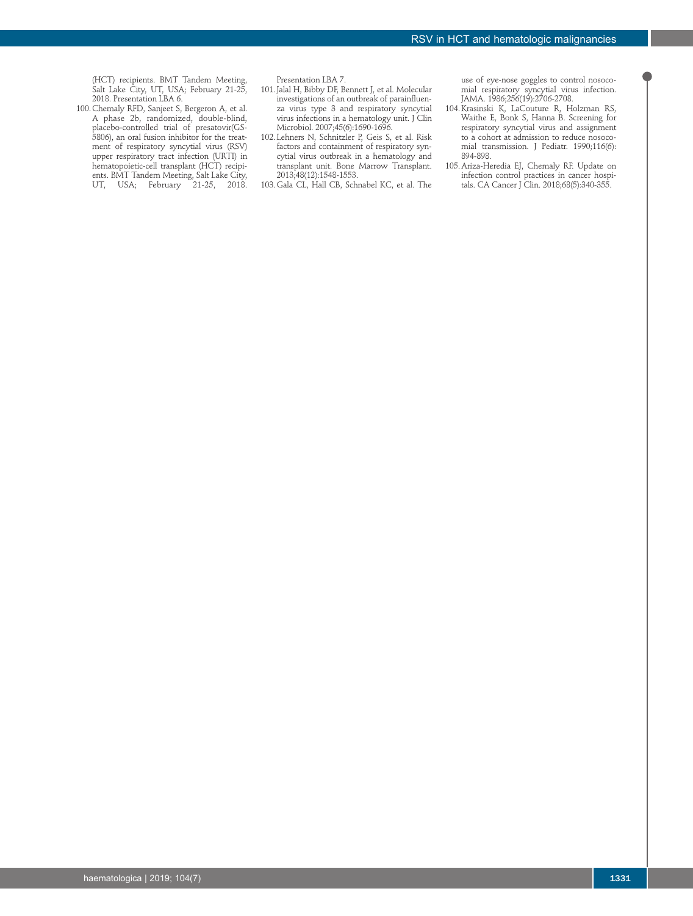(HCT) recipients. BMT Tandem Meeting, Salt Lake City, UT, USA; February 21-25, 2018. Presentation LBA 6.

100. Chemaly RFD, Sanjeet S, Bergeron A, et al. A phase 2b, randomized, double-blind, placebo-controlled trial of presatovir(GS-5806), an oral fusion inhibitor for the treatment of respiratory syncytial virus (RSV) upper respiratory tract infection (URTI) in hematopoietic-cell transplant (HCT) recipients. BMT Tandem Meeting, Salt Lake City, UT, USA; February 21-25, 2018. Presentation LBA 7.

101. Jalal H, Bibby DF, Bennett J, et al. Molecular investigations of an outbreak of parainfluenza virus type 3 and respiratory syncytial virus infections in a hematology unit. J Clin Microbiol. 2007;45(6):1690-1696.

102. Lehners N, Schnitzler P, Geis S, et al. Risk factors and containment of respiratory syncytial virus outbreak in a hematology and transplant unit. Bone Marrow Transplant. 2013;48(12):1548-1553.

103. Gala CL, Hall CB, Schnabel KC, et al. The use of eye-nose goggles to control nosocomial respiratory syncytial virus infection. JAMA. 1986;256(19):2706-2708.

104. Krasinski K, LaCouture R, Holzman RS, Waithe E, Bonk S, Hanna B. Screening for respiratory syncytial virus and assignment to a cohort at admission to reduce nosocomial transmission. J Pediatr. 1990;116(6):894-898.

105. Ariza-Heredia EJ, Chemaly RF. Update on infection control practices in cancer hospitals. CA Cancer J Clin. 2018;68(5):340-355.